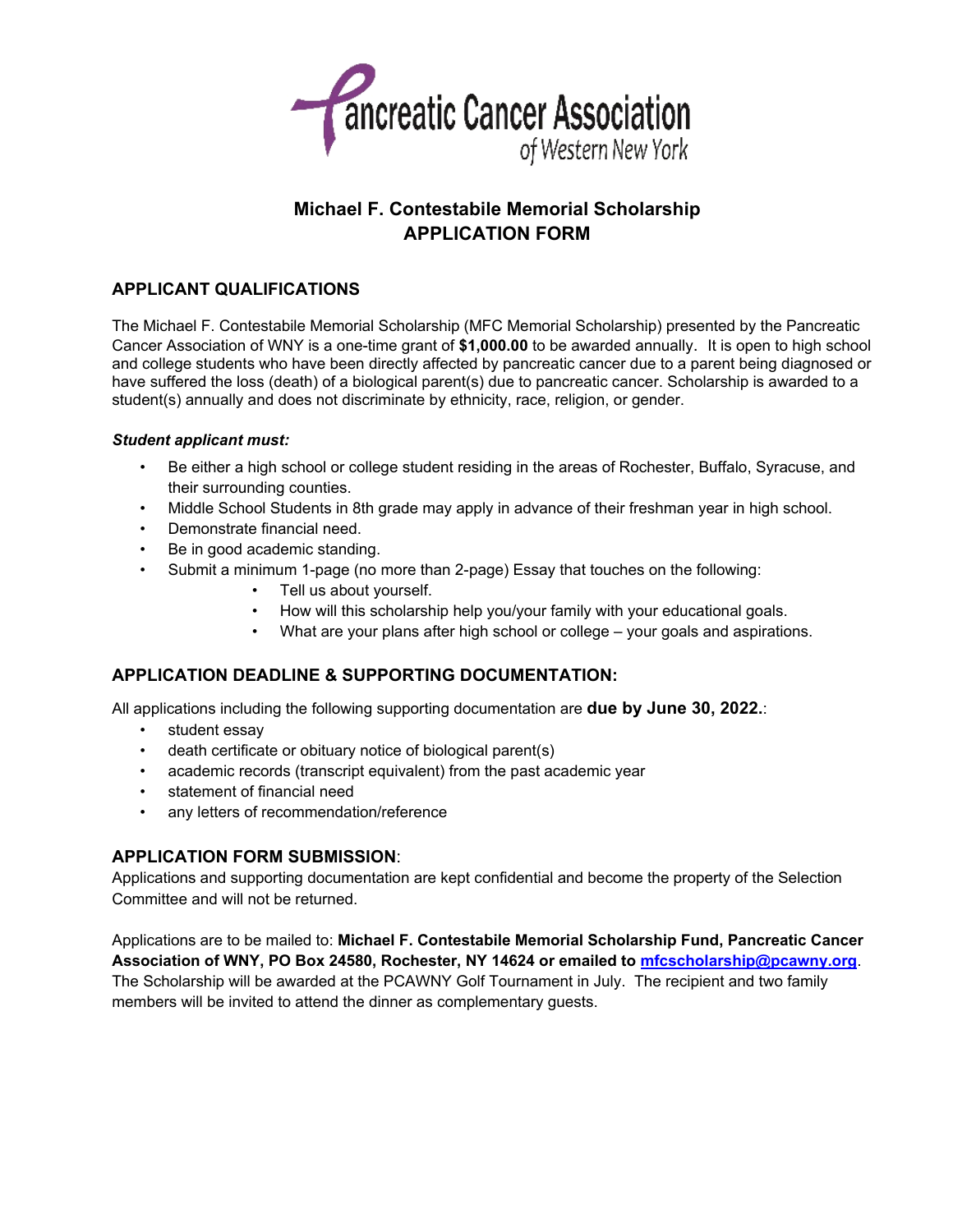Pancreatic Cancer Association of Western New York

# Michael F. Contestabile Memorial Scholarship
# APPLICATION FORM

## APPLICANT QUALIFICATIONS

The Michael F. Contestabile Memorial Scholarship (MFC Memorial Scholarship) presented by the Pancreatic Cancer Association of WNY is a one-time grant of **$1,000.00** to be awarded annually. It is open to high school and college students who have been directly affected by pancreatic cancer due to a parent being diagnosed or have suffered the loss (death) of a biological parent(s) due to pancreatic cancer. Scholarship is awarded to a student(s) annually and does not discriminate by ethnicity, race, religion, or gender.

***Student applicant must:***

- Be either a high school or college student residing in the areas of Rochester, Buffalo, Syracuse, and their surrounding counties.
- Middle School Students in 8th grade may apply in advance of their freshman year in high school.
- Demonstrate financial need.
- Be in good academic standing.
- Submit a minimum 1-page (no more than 2-page) Essay that touches on the following:
  - Tell us about yourself.
  - How will this scholarship help you/your family with your educational goals.
  - What are your plans after high school or college – your goals and aspirations.

## APPLICATION DEADLINE & SUPPORTING DOCUMENTATION:

All applications including the following supporting documentation are **due by June 30, 2022.**:

- student essay
- death certificate or obituary notice of biological parent(s)
- academic records (transcript equivalent) from the past academic year
- statement of financial need
- any letters of recommendation/reference

## APPLICATION FORM SUBMISSION:

Applications and supporting documentation are kept confidential and become the property of the Selection Committee and will not be returned.

Applications are to be mailed to: **Michael F. Contestabile Memorial Scholarship Fund, Pancreatic Cancer Association of WNY, PO Box 24580, Rochester, NY 14624 or emailed to [mfcscholarship@pcawny.org](mailto:mfcscholarship@pcawny.org)**. The Scholarship will be awarded at the PCAWNY Golf Tournament in July. The recipient and two family members will be invited to attend the dinner as complementary guests.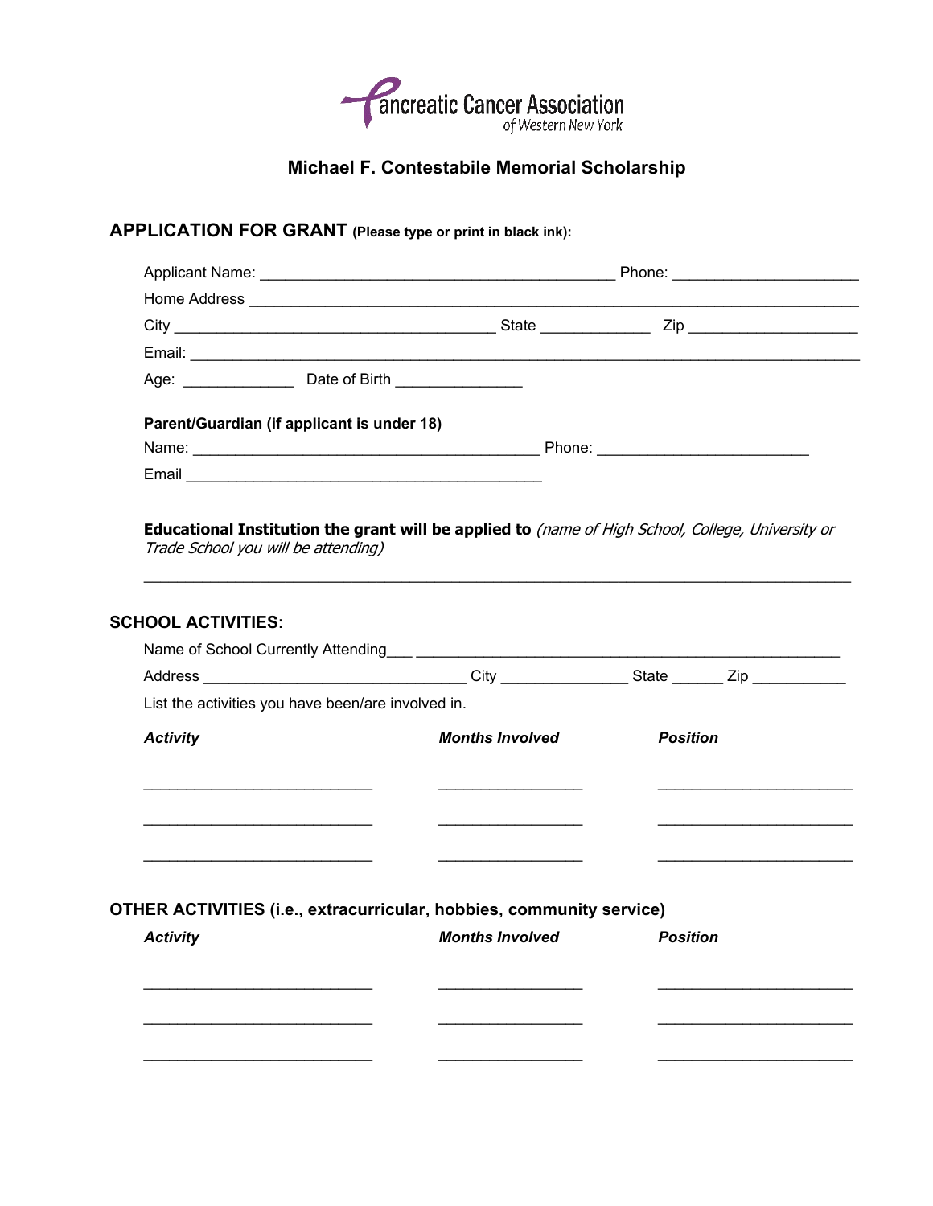Pancreatic Cancer Association
of Western New York

## Michael F. Contestabile Memorial Scholarship

### APPLICATION FOR GRANT (Please type or print in black ink):

Applicant Name: ________________________________________ Phone: ____________________

Home Address ______________________________________________________________________

City ____________________________________ State ____________ Zip ___________________

Email: ____________________________________________________________________________

Age: ____________ Date of Birth ______________

**Parent/Guardian (if applicant is under 18)**

Name: ________________________________________ Phone: _______________________

Email ________________________________________

**Educational Institution the grant will be applied to** *(name of High School, College, University or Trade School you will be attending)*

_____________________________________________________________________________

### SCHOOL ACTIVITIES:

Name of School Currently Attending___ ________________________________________________

Address ______________________________ City ______________ State ______ Zip ___________

List the activities you have been/are involved in.

| *Activity* | *Months Involved* | *Position* |
|---|---|---|
| __________________________ | ________________ | ______________________ |
| __________________________ | ________________ | ______________________ |
| __________________________ | ________________ | ______________________ |

### OTHER ACTIVITIES (i.e., extracurricular, hobbies, community service)

| *Activity* | *Months Involved* | *Position* |
|---|---|---|
| __________________________ | ________________ | ______________________ |
| __________________________ | ________________ | ______________________ |
| __________________________ | ________________ | ______________________ |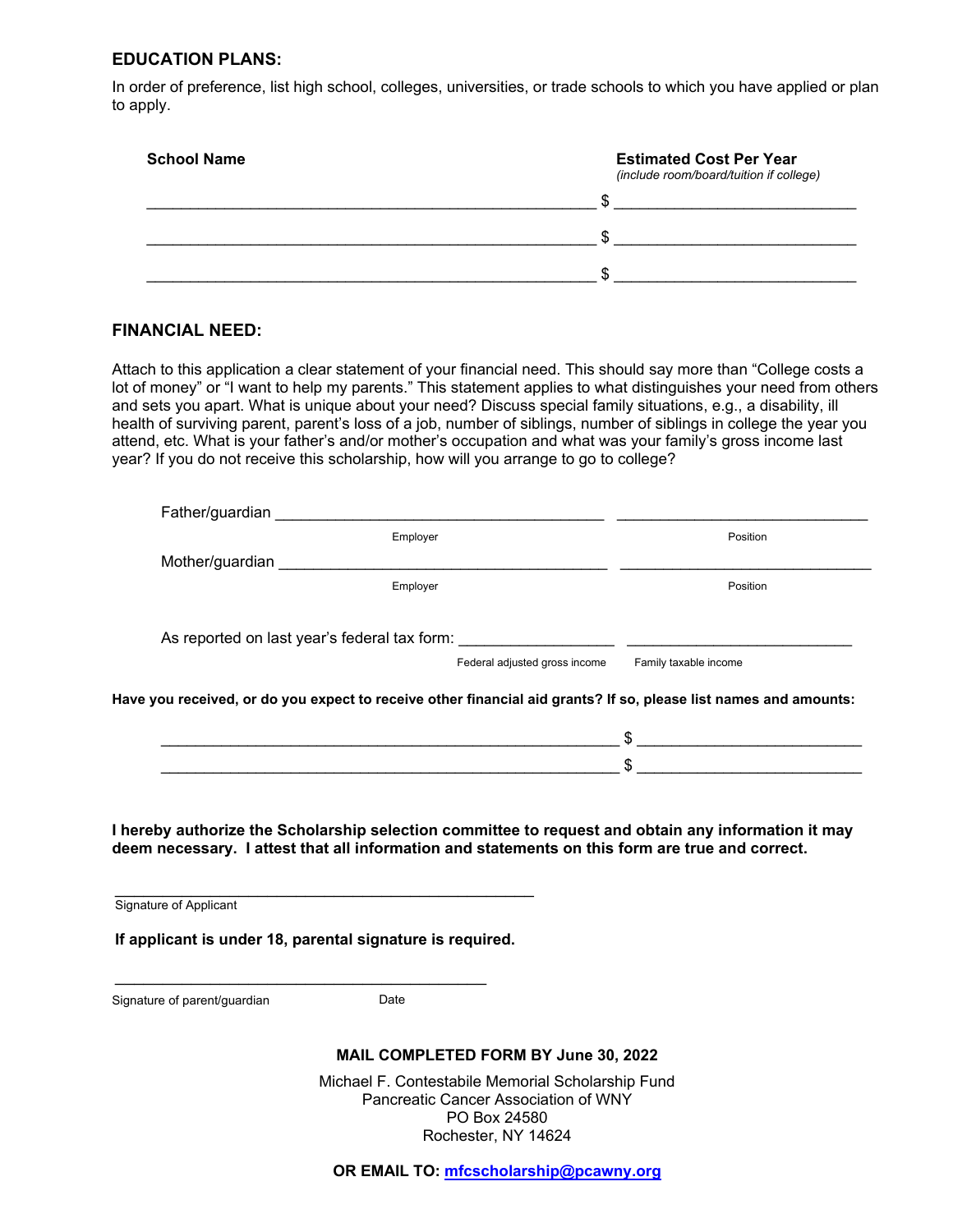## EDUCATION PLANS:

In order of preference, list high school, colleges, universities, or trade schools to which you have applied or plan to apply.

| School Name | Estimated Cost Per Year *(include room/board/tuition if college)* |
|---|---|
| ____________________________________________ | $ ______________________ |
| ____________________________________________ | $ ______________________ |
| ____________________________________________ | $ ______________________ |

## FINANCIAL NEED:

Attach to this application a clear statement of your financial need. This should say more than "College costs a lot of money" or "I want to help my parents." This statement applies to what distinguishes your need from others and sets you apart. What is unique about your need? Discuss special family situations, e.g., a disability, ill health of surviving parent, parent's loss of a job, number of siblings, number of siblings in college the year you attend, etc. What is your father's and/or mother's occupation and what was your family's gross income last year? If you do not receive this scholarship, how will you arrange to go to college?

Father/guardian ________________________________ ________________________

Employer Position

Mother/guardian ________________________________ ________________________

Employer Position

As reported on last year's federal tax form: ______________ ____________________

Federal adjusted gross income Family taxable income

**Have you received, or do you expect to receive other financial aid grants? If so, please list names and amounts:**

____________________________________________ $ ______________________

____________________________________________ $ ______________________

**I hereby authorize the Scholarship selection committee to request and obtain any information it may deem necessary. I attest that all information and statements on this form are true and correct.**

________________________________________

Signature of Applicant

**If applicant is under 18, parental signature is required.**

____________________________________

Signature of parent/guardian Date

**MAIL COMPLETED FORM BY June 30, 2022**

Michael F. Contestabile Memorial Scholarship Fund
Pancreatic Cancer Association of WNY
PO Box 24580
Rochester, NY 14624

**OR EMAIL TO: mfcscholarship@pcawny.org**